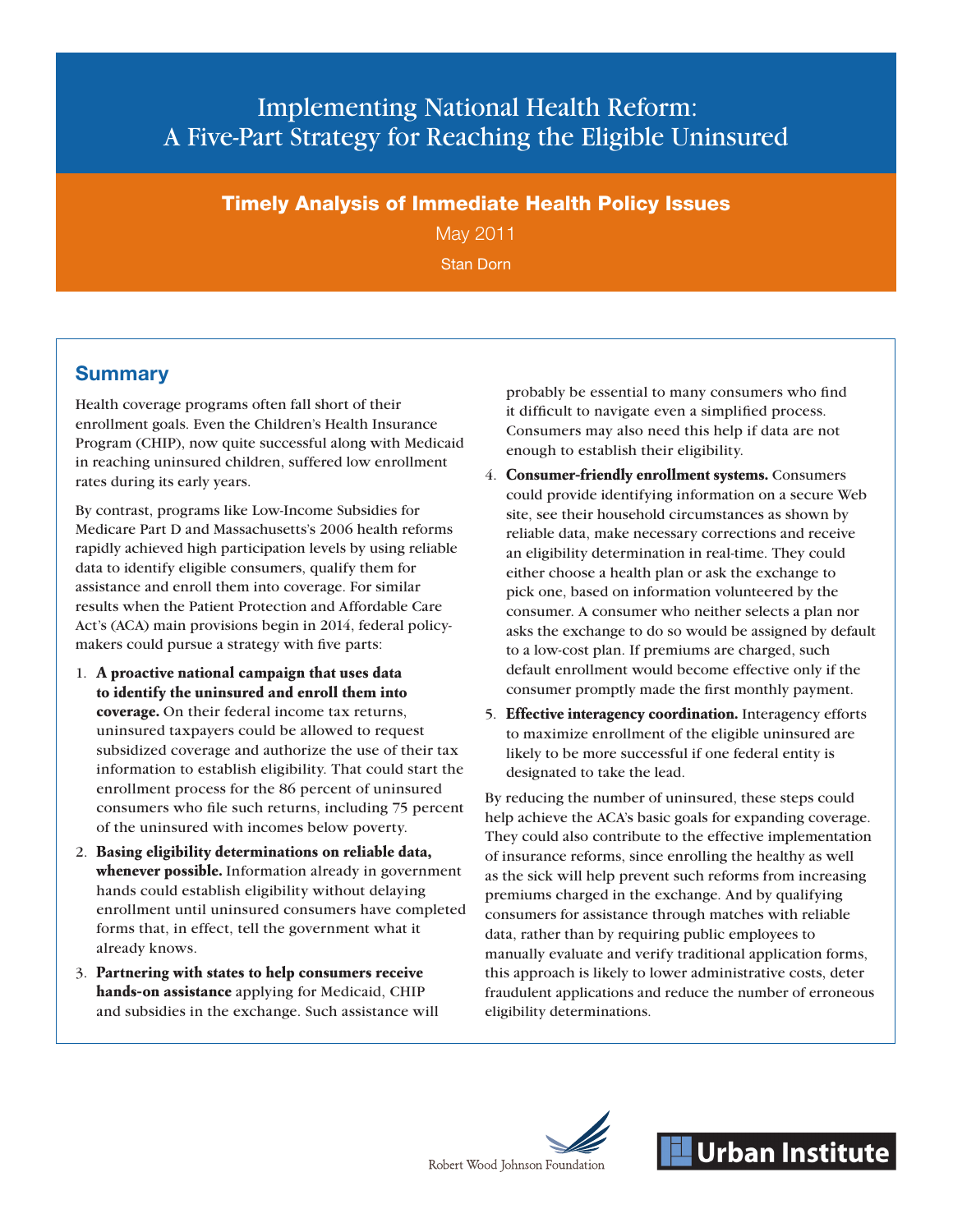# Implementing National Health Reform: A Five-Part Strategy for Reaching the Eligible Uninsured

## Timely Analysis of Immediate Health Policy Issues

May 2011

Stan Dorn

## Summary

Health coverage programs often fall short of their enrollment goals. Even the Children's Health Insurance Program (CHIP), now quite successful along with Medicaid in reaching uninsured children, suffered low enrollment rates during its early years.

By contrast, programs like Low-Income Subsidies for Medicare Part D and Massachusetts's 2006 health reforms rapidly achieved high participation levels by using reliable data to identify eligible consumers, qualify them for assistance and enroll them into coverage. For similar results when the Patient Protection and Affordable Care Act's (ACA) main provisions begin in 2014, federal policymakers could pursue a strategy with five parts:

1. **A proactive national campaign that uses data to identify the uninsured and enroll them into coverage.** On their federal income tax returns, uninsured taxpayers could be allowed to request subsidized coverage and authorize the use of their tax information to establish eligibility. That could start the enrollment process for the 86 percent of uninsured consumers who file such returns, including 75 percent of the uninsured with incomes below poverty.
2. **Basing eligibility determinations on reliable data, whenever possible.** Information already in government hands could establish eligibility without delaying enrollment until uninsured consumers have completed forms that, in effect, tell the government what it already knows.
3. **Partnering with states to help consumers receive hands-on assistance** applying for Medicaid, CHIP and subsidies in the exchange. Such assistance will probably be essential to many consumers who find it difficult to navigate even a simplified process. Consumers may also need this help if data are not enough to establish their eligibility.
4. **Consumer-friendly enrollment systems.** Consumers could provide identifying information on a secure Web site, see their household circumstances as shown by reliable data, make necessary corrections and receive an eligibility determination in real-time. They could either choose a health plan or ask the exchange to pick one, based on information volunteered by the consumer. A consumer who neither selects a plan nor asks the exchange to do so would be assigned by default to a low-cost plan. If premiums are charged, such default enrollment would become effective only if the consumer promptly made the first monthly payment.
5. **Effective interagency coordination.** Interagency efforts to maximize enrollment of the eligible uninsured are likely to be more successful if one federal entity is designated to take the lead.

By reducing the number of uninsured, these steps could help achieve the ACA's basic goals for expanding coverage. They could also contribute to the effective implementation of insurance reforms, since enrolling the healthy as well as the sick will help prevent such reforms from increasing premiums charged in the exchange. And by qualifying consumers for assistance through matches with reliable data, rather than by requiring public employees to manually evaluate and verify traditional application forms, this approach is likely to lower administrative costs, deter fraudulent applications and reduce the number of erroneous eligibility determinations.

Robert Wood Johnson Foundation

Urban Institute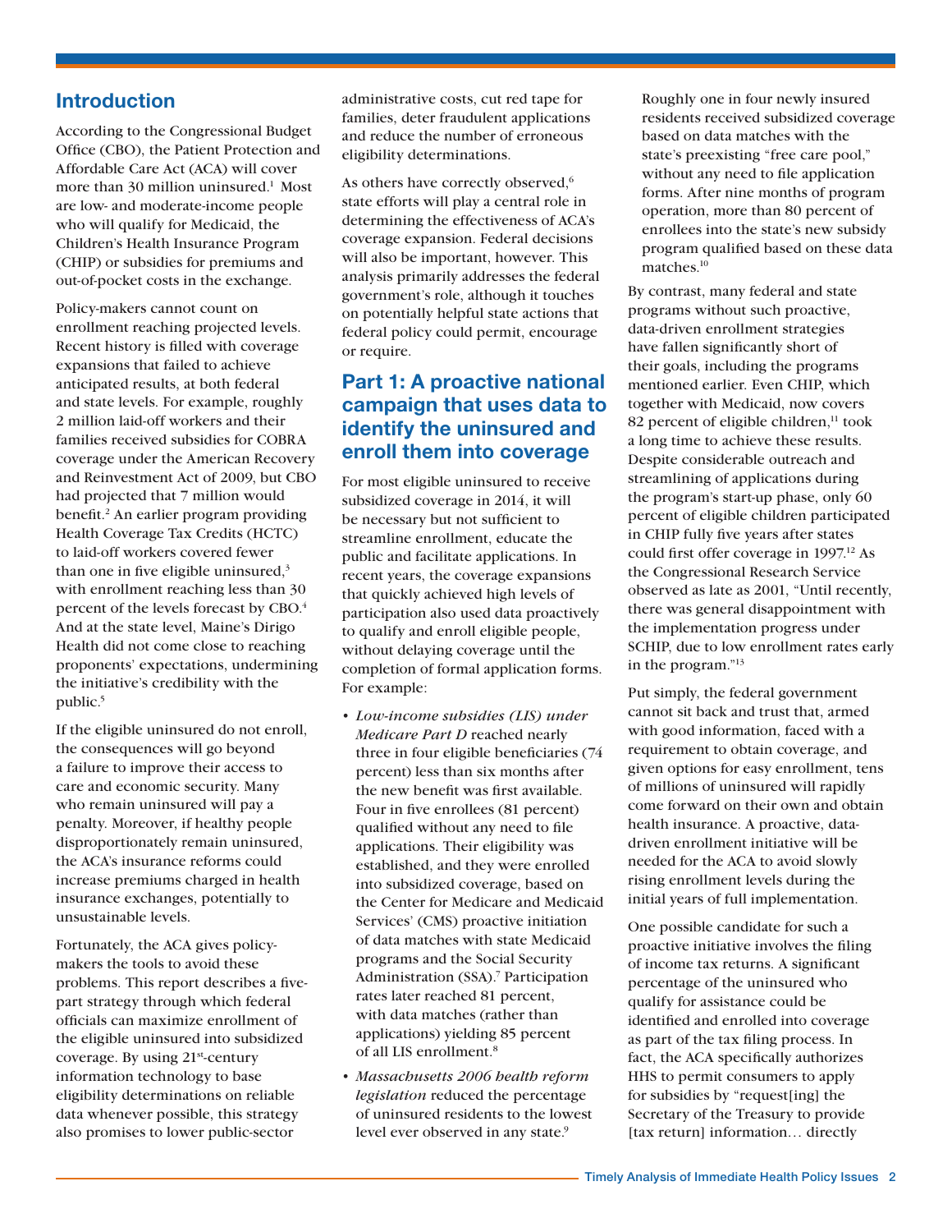## Introduction

According to the Congressional Budget Office (CBO), the Patient Protection and Affordable Care Act (ACA) will cover more than 30 million uninsured.[1] Most are low- and moderate-income people who will qualify for Medicaid, the Children's Health Insurance Program (CHIP) or subsidies for premiums and out-of-pocket costs in the exchange.

Policy-makers cannot count on enrollment reaching projected levels. Recent history is filled with coverage expansions that failed to achieve anticipated results, at both federal and state levels. For example, roughly 2 million laid-off workers and their families received subsidies for COBRA coverage under the American Recovery and Reinvestment Act of 2009, but CBO had projected that 7 million would benefit.[2] An earlier program providing Health Coverage Tax Credits (HCTC) to laid-off workers covered fewer than one in five eligible uninsured,[3] with enrollment reaching less than 30 percent of the levels forecast by CBO.[4] And at the state level, Maine's Dirigo Health did not come close to reaching proponents' expectations, undermining the initiative's credibility with the public.[5]

If the eligible uninsured do not enroll, the consequences will go beyond a failure to improve their access to care and economic security. Many who remain uninsured will pay a penalty. Moreover, if healthy people disproportionately remain uninsured, the ACA's insurance reforms could increase premiums charged in health insurance exchanges, potentially to unsustainable levels.

Fortunately, the ACA gives policy-makers the tools to avoid these problems. This report describes a five-part strategy through which federal officials can maximize enrollment of the eligible uninsured into subsidized coverage. By using 21st-century information technology to base eligibility determinations on reliable data whenever possible, this strategy also promises to lower public-sector administrative costs, cut red tape for families, deter fraudulent applications and reduce the number of erroneous eligibility determinations.

As others have correctly observed,[6] state efforts will play a central role in determining the effectiveness of ACA's coverage expansion. Federal decisions will also be important, however. This analysis primarily addresses the federal government's role, although it touches on potentially helpful state actions that federal policy could permit, encourage or require.

## Part 1: A proactive national campaign that uses data to identify the uninsured and enroll them into coverage

For most eligible uninsured to receive subsidized coverage in 2014, it will be necessary but not sufficient to streamline enrollment, educate the public and facilitate applications. In recent years, the coverage expansions that quickly achieved high levels of participation also used data proactively to qualify and enroll eligible people, without delaying coverage until the completion of formal application forms. For example:

- *Low-income subsidies (LIS) under Medicare Part D* reached nearly three in four eligible beneficiaries (74 percent) less than six months after the new benefit was first available. Four in five enrollees (81 percent) qualified without any need to file applications. Their eligibility was established, and they were enrolled into subsidized coverage, based on the Center for Medicare and Medicaid Services' (CMS) proactive initiation of data matches with state Medicaid programs and the Social Security Administration (SSA).[7] Participation rates later reached 81 percent, with data matches (rather than applications) yielding 85 percent of all LIS enrollment.[8]
- *Massachusetts 2006 health reform legislation* reduced the percentage of uninsured residents to the lowest level ever observed in any state.[9] Roughly one in four newly insured residents received subsidized coverage based on data matches with the state's preexisting "free care pool," without any need to file application forms. After nine months of program operation, more than 80 percent of enrollees into the state's new subsidy program qualified based on these data matches.[10]

By contrast, many federal and state programs without such proactive, data-driven enrollment strategies have fallen significantly short of their goals, including the programs mentioned earlier. Even CHIP, which together with Medicaid, now covers 82 percent of eligible children,[11] took a long time to achieve these results. Despite considerable outreach and streamlining of applications during the program's start-up phase, only 60 percent of eligible children participated in CHIP fully five years after states could first offer coverage in 1997.[12] As the Congressional Research Service observed as late as 2001, "Until recently, there was general disappointment with the implementation progress under SCHIP, due to low enrollment rates early in the program."[13]

Put simply, the federal government cannot sit back and trust that, armed with good information, faced with a requirement to obtain coverage, and given options for easy enrollment, tens of millions of uninsured will rapidly come forward on their own and obtain health insurance. A proactive, data-driven enrollment initiative will be needed for the ACA to avoid slowly rising enrollment levels during the initial years of full implementation.

One possible candidate for such a proactive initiative involves the filing of income tax returns. A significant percentage of the uninsured who qualify for assistance could be identified and enrolled into coverage as part of the tax filing process. In fact, the ACA specifically authorizes HHS to permit consumers to apply for subsidies by "request[ing] the Secretary of the Treasury to provide [tax return] information… directly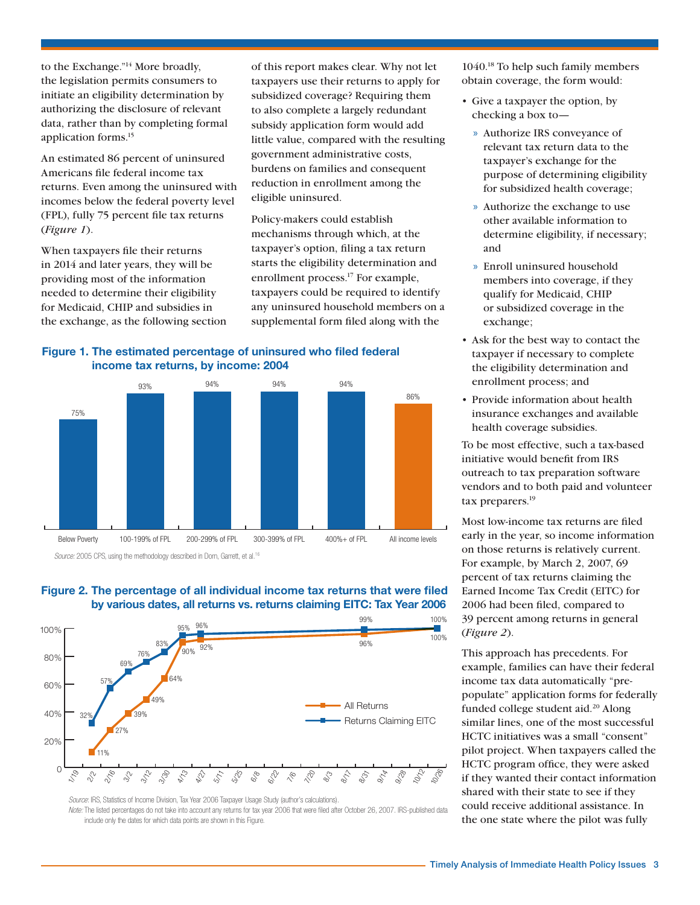to the Exchange."[14] More broadly, the legislation permits consumers to initiate an eligibility determination by authorizing the disclosure of relevant data, rather than by completing formal application forms.[15]

An estimated 86 percent of uninsured Americans file federal income tax returns. Even among the uninsured with incomes below the federal poverty level (FPL), fully 75 percent file tax returns (*Figure 1*).

When taxpayers file their returns in 2014 and later years, they will be providing most of the information needed to determine their eligibility for Medicaid, CHIP and subsidies in the exchange, as the following section of this report makes clear. Why not let taxpayers use their returns to apply for subsidized coverage? Requiring them to also complete a largely redundant subsidy application form would add little value, compared with the resulting government administrative costs, burdens on families and consequent reduction in enrollment among the eligible uninsured.

Policy-makers could establish mechanisms through which, at the taxpayer's option, filing a tax return starts the eligibility determination and enrollment process.[17] For example, taxpayers could be required to identify any uninsured household members on a supplemental form filed along with the 1040.[18] To help such family members obtain coverage, the form would:

- Give a taxpayer the option, by checking a box to—
  - Authorize IRS conveyance of relevant tax return data to the taxpayer's exchange for the purpose of determining eligibility for subsidized health coverage;
  - Authorize the exchange to use other available information to determine eligibility, if necessary; and
  - Enroll uninsured household members into coverage, if they qualify for Medicaid, CHIP or subsidized coverage in the exchange;
- Ask for the best way to contact the taxpayer if necessary to complete the eligibility determination and enrollment process; and
- Provide information about health insurance exchanges and available health coverage subsidies.

To be most effective, such a tax-based initiative would benefit from IRS outreach to tax preparation software vendors and to both paid and volunteer tax preparers.[19]

Most low-income tax returns are filed early in the year, so income information on those returns is relatively current. For example, by March 2, 2007, 69 percent of tax returns claiming the Earned Income Tax Credit (EITC) for 2006 had been filed, compared to 39 percent among returns in general (*Figure 2*).

This approach has precedents. For example, families can have their federal income tax data automatically "pre-populate" application forms for federally funded college student aid.[20] Along similar lines, one of the most successful HCTC initiatives was a small "consent" pilot project. When taxpayers called the HCTC program office, they were asked if they wanted their contact information shared with their state to see if they could receive additional assistance. In the one state where the pilot was fully

**Figure 1. The estimated percentage of uninsured who filed federal income tax returns, by income: 2004**

| Income level | Percentage |
|---|---|
| Below Poverty | 75% |
| 100-199% of FPL | 93% |
| 200-299% of FPL | 94% |
| 300-399% of FPL | 94% |
| 400%+ of FPL | 94% |
| All income levels | 86% |

*Source:* 2005 CPS, using the methodology described in Dorn, Garrett, et al.[16]

**Figure 2. The percentage of all individual income tax returns that were filed by various dates, all returns vs. returns claiming EITC: Tax Year 2006**

| Date | All Returns | Returns Claiming EITC |
|---|---|---|
| 2/2 | 11% | 32% |
| 2/16 | 27% | 57% |
| 3/2 | 39% | 69% |
| 3/16 | 49% | 76% |
| 3/30 | 64% | 83% |
| 4/13 | 90% | 95% |
| 4/27 | 92% | 96% |
| 8/31 | 96% | 99% |
| 10/26 | 100% | 100% |

*Source:* IRS, Statistics of Income Division, Tax Year 2006 Taxpayer Usage Study (author's calculations).
*Note:* The listed percentages do not take into account any returns for tax year 2006 that were filed after October 26, 2007. IRS-published data include only the dates for which data points are shown in this Figure.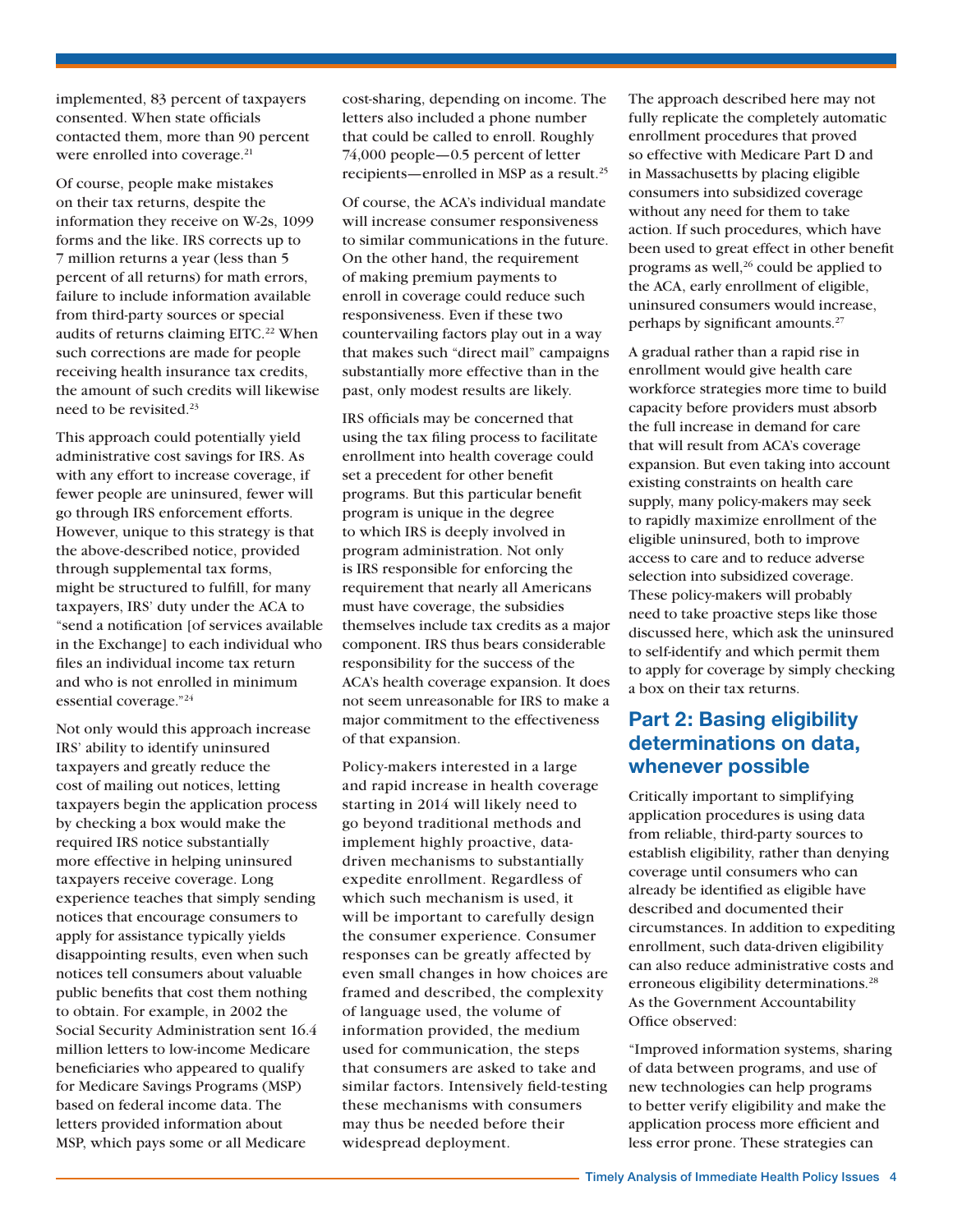implemented, 83 percent of taxpayers consented. When state officials contacted them, more than 90 percent were enrolled into coverage.[21]

Of course, people make mistakes on their tax returns, despite the information they receive on W-2s, 1099 forms and the like. IRS corrects up to 7 million returns a year (less than 5 percent of all returns) for math errors, failure to include information available from third-party sources or special audits of returns claiming EITC.[22] When such corrections are made for people receiving health insurance tax credits, the amount of such credits will likewise need to be revisited.[23]

This approach could potentially yield administrative cost savings for IRS. As with any effort to increase coverage, if fewer people are uninsured, fewer will go through IRS enforcement efforts. However, unique to this strategy is that the above-described notice, provided through supplemental tax forms, might be structured to fulfill, for many taxpayers, IRS' duty under the ACA to "send a notification [of services available in the Exchange] to each individual who files an individual income tax return and who is not enrolled in minimum essential coverage."[24]

Not only would this approach increase IRS' ability to identify uninsured taxpayers and greatly reduce the cost of mailing out notices, letting taxpayers begin the application process by checking a box would make the required IRS notice substantially more effective in helping uninsured taxpayers receive coverage. Long experience teaches that simply sending notices that encourage consumers to apply for assistance typically yields disappointing results, even when such notices tell consumers about valuable public benefits that cost them nothing to obtain. For example, in 2002 the Social Security Administration sent 16.4 million letters to low-income Medicare beneficiaries who appeared to qualify for Medicare Savings Programs (MSP) based on federal income data. The letters provided information about MSP, which pays some or all Medicare cost-sharing, depending on income. The letters also included a phone number that could be called to enroll. Roughly 74,000 people—0.5 percent of letter recipients—enrolled in MSP as a result.[25]

Of course, the ACA's individual mandate will increase consumer responsiveness to similar communications in the future. On the other hand, the requirement of making premium payments to enroll in coverage could reduce such responsiveness. Even if these two countervailing factors play out in a way that makes such "direct mail" campaigns substantially more effective than in the past, only modest results are likely.

IRS officials may be concerned that using the tax filing process to facilitate enrollment into health coverage could set a precedent for other benefit programs. But this particular benefit program is unique in the degree to which IRS is deeply involved in program administration. Not only is IRS responsible for enforcing the requirement that nearly all Americans must have coverage, the subsidies themselves include tax credits as a major component. IRS thus bears considerable responsibility for the success of the ACA's health coverage expansion. It does not seem unreasonable for IRS to make a major commitment to the effectiveness of that expansion.

Policy-makers interested in a large and rapid increase in health coverage starting in 2014 will likely need to go beyond traditional methods and implement highly proactive, data-driven mechanisms to substantially expedite enrollment. Regardless of which such mechanism is used, it will be important to carefully design the consumer experience. Consumer responses can be greatly affected by even small changes in how choices are framed and described, the complexity of language used, the volume of information provided, the medium used for communication, the steps that consumers are asked to take and similar factors. Intensively field-testing these mechanisms with consumers may thus be needed before their widespread deployment.

The approach described here may not fully replicate the completely automatic enrollment procedures that proved so effective with Medicare Part D and in Massachusetts by placing eligible consumers into subsidized coverage without any need for them to take action. If such procedures, which have been used to great effect in other benefit programs as well,[26] could be applied to the ACA, early enrollment of eligible, uninsured consumers would increase, perhaps by significant amounts.[27]

A gradual rather than a rapid rise in enrollment would give health care workforce strategies more time to build capacity before providers must absorb the full increase in demand for care that will result from ACA's coverage expansion. But even taking into account existing constraints on health care supply, many policy-makers may seek to rapidly maximize enrollment of the eligible uninsured, both to improve access to care and to reduce adverse selection into subsidized coverage. These policy-makers will probably need to take proactive steps like those discussed here, which ask the uninsured to self-identify and which permit them to apply for coverage by simply checking a box on their tax returns.

## Part 2: Basing eligibility determinations on data, whenever possible

Critically important to simplifying application procedures is using data from reliable, third-party sources to establish eligibility, rather than denying coverage until consumers who can already be identified as eligible have described and documented their circumstances. In addition to expediting enrollment, such data-driven eligibility can also reduce administrative costs and erroneous eligibility determinations.[28] As the Government Accountability Office observed:

"Improved information systems, sharing of data between programs, and use of new technologies can help programs to better verify eligibility and make the application process more efficient and less error prone. These strategies can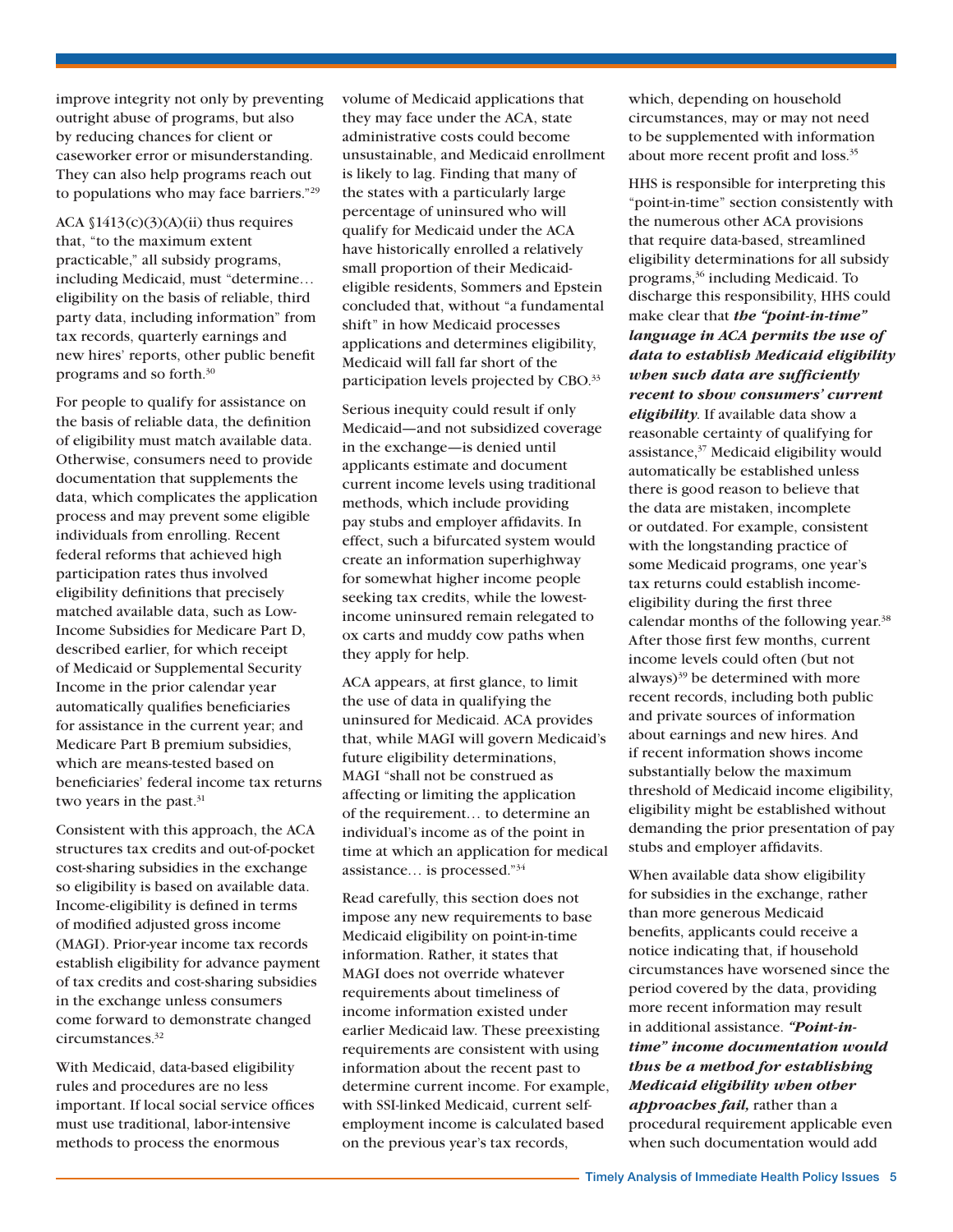improve integrity not only by preventing outright abuse of programs, but also by reducing chances for client or caseworker error or misunderstanding. They can also help programs reach out to populations who may face barriers."[29]

ACA §1413(c)(3)(A)(ii) thus requires that, "to the maximum extent practicable," all subsidy programs, including Medicaid, must "determine… eligibility on the basis of reliable, third party data, including information" from tax records, quarterly earnings and new hires' reports, other public benefit programs and so forth.[30]

For people to qualify for assistance on the basis of reliable data, the definition of eligibility must match available data. Otherwise, consumers need to provide documentation that supplements the data, which complicates the application process and may prevent some eligible individuals from enrolling. Recent federal reforms that achieved high participation rates thus involved eligibility definitions that precisely matched available data, such as Low-Income Subsidies for Medicare Part D, described earlier, for which receipt of Medicaid or Supplemental Security Income in the prior calendar year automatically qualifies beneficiaries for assistance in the current year; and Medicare Part B premium subsidies, which are means-tested based on beneficiaries' federal income tax returns two years in the past.[31]

Consistent with this approach, the ACA structures tax credits and out-of-pocket cost-sharing subsidies in the exchange so eligibility is based on available data. Income-eligibility is defined in terms of modified adjusted gross income (MAGI). Prior-year income tax records establish eligibility for advance payment of tax credits and cost-sharing subsidies in the exchange unless consumers come forward to demonstrate changed circumstances.[32]

With Medicaid, data-based eligibility rules and procedures are no less important. If local social service offices must use traditional, labor-intensive methods to process the enormous volume of Medicaid applications that they may face under the ACA, state administrative costs could become unsustainable, and Medicaid enrollment is likely to lag. Finding that many of the states with a particularly large percentage of uninsured who will qualify for Medicaid under the ACA have historically enrolled a relatively small proportion of their Medicaid-eligible residents, Sommers and Epstein concluded that, without "a fundamental shift" in how Medicaid processes applications and determines eligibility, Medicaid will fall far short of the participation levels projected by CBO.[33]

Serious inequity could result if only Medicaid—and not subsidized coverage in the exchange—is denied until applicants estimate and document current income levels using traditional methods, which include providing pay stubs and employer affidavits. In effect, such a bifurcated system would create an information superhighway for somewhat higher income people seeking tax credits, while the lowest-income uninsured remain relegated to ox carts and muddy cow paths when they apply for help.

ACA appears, at first glance, to limit the use of data in qualifying the uninsured for Medicaid. ACA provides that, while MAGI will govern Medicaid's future eligibility determinations, MAGI "shall not be construed as affecting or limiting the application of the requirement… to determine an individual's income as of the point in time at which an application for medical assistance… is processed."[34]

Read carefully, this section does not impose any new requirements to base Medicaid eligibility on point-in-time information. Rather, it states that MAGI does not override whatever requirements about timeliness of income information existed under earlier Medicaid law. These preexisting requirements are consistent with using information about the recent past to determine current income. For example, with SSI-linked Medicaid, current self-employment income is calculated based on the previous year's tax records, which, depending on household circumstances, may or may not need to be supplemented with information about more recent profit and loss.[35]

HHS is responsible for interpreting this "point-in-time" section consistently with the numerous other ACA provisions that require data-based, streamlined eligibility determinations for all subsidy programs,[36] including Medicaid. To discharge this responsibility, HHS could make clear that ***the "point-in-time" language in ACA permits the use of data to establish Medicaid eligibility when such data are sufficiently recent to show consumers' current eligibility***. If available data show a reasonable certainty of qualifying for assistance,[37] Medicaid eligibility would automatically be established unless there is good reason to believe that the data are mistaken, incomplete or outdated. For example, consistent with the longstanding practice of some Medicaid programs, one year's tax returns could establish income-eligibility during the first three calendar months of the following year.[38] After those first few months, current income levels could often (but not always)[39] be determined with more recent records, including both public and private sources of information about earnings and new hires. And if recent information shows income substantially below the maximum threshold of Medicaid income eligibility, eligibility might be established without demanding the prior presentation of pay stubs and employer affidavits.

When available data show eligibility for subsidies in the exchange, rather than more generous Medicaid benefits, applicants could receive a notice indicating that, if household circumstances have worsened since the period covered by the data, providing more recent information may result in additional assistance. ***"Point-in-time" income documentation would thus be a method for establishing Medicaid eligibility when other approaches fail,*** rather than a procedural requirement applicable even when such documentation would add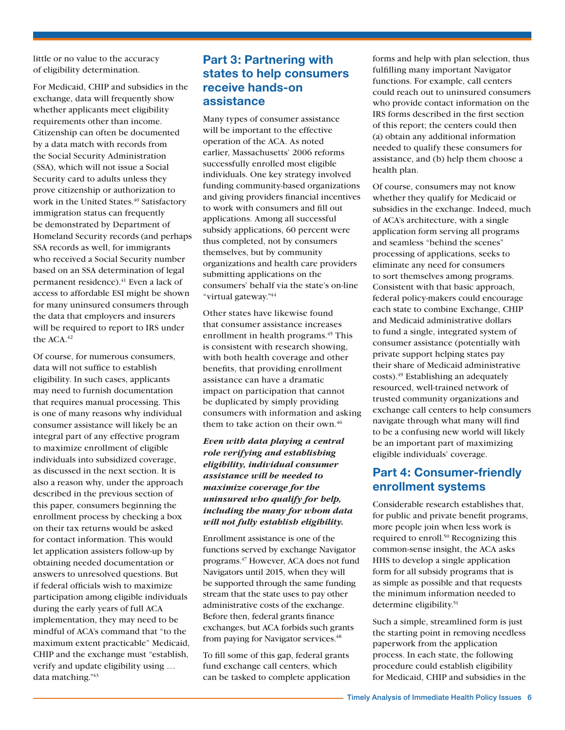little or no value to the accuracy of eligibility determination.

For Medicaid, CHIP and subsidies in the exchange, data will frequently show whether applicants meet eligibility requirements other than income. Citizenship can often be documented by a data match with records from the Social Security Administration (SSA), which will not issue a Social Security card to adults unless they prove citizenship or authorization to work in the United States.[40] Satisfactory immigration status can frequently be demonstrated by Department of Homeland Security records (and perhaps SSA records as well, for immigrants who received a Social Security number based on an SSA determination of legal permanent residence).[41] Even a lack of access to affordable ESI might be shown for many uninsured consumers through the data that employers and insurers will be required to report to IRS under the ACA.[42]

Of course, for numerous consumers, data will not suffice to establish eligibility. In such cases, applicants may need to furnish documentation that requires manual processing. This is one of many reasons why individual consumer assistance will likely be an integral part of any effective program to maximize enrollment of eligible individuals into subsidized coverage, as discussed in the next section. It is also a reason why, under the approach described in the previous section of this paper, consumers beginning the enrollment process by checking a box on their tax returns would be asked for contact information. This would let application assisters follow-up by obtaining needed documentation or answers to unresolved questions. But if federal officials wish to maximize participation among eligible individuals during the early years of full ACA implementation, they may need to be mindful of ACA's command that "to the maximum extent practicable" Medicaid, CHIP and the exchange must "establish, verify and update eligibility using … data matching."[43]

## Part 3: Partnering with states to help consumers receive hands-on assistance

Many types of consumer assistance will be important to the effective operation of the ACA. As noted earlier, Massachusetts' 2006 reforms successfully enrolled most eligible individuals. One key strategy involved funding community-based organizations and giving providers financial incentives to work with consumers and fill out applications. Among all successful subsidy applications, 60 percent were thus completed, not by consumers themselves, but by community organizations and health care providers submitting applications on the consumers' behalf via the state's on-line "virtual gateway."[44]

Other states have likewise found that consumer assistance increases enrollment in health programs.[45] This is consistent with research showing, with both health coverage and other benefits, that providing enrollment assistance can have a dramatic impact on participation that cannot be duplicated by simply providing consumers with information and asking them to take action on their own.[46]

***Even with data playing a central role verifying and establishing eligibility, individual consumer assistance will be needed to maximize coverage for the uninsured who qualify for help, including the many for whom data will not fully establish eligibility.***

Enrollment assistance is one of the functions served by exchange Navigator programs.[47] However, ACA does not fund Navigators until 2015, when they will be supported through the same funding stream that the state uses to pay other administrative costs of the exchange. Before then, federal grants finance exchanges, but ACA forbids such grants from paying for Navigator services.[48]

To fill some of this gap, federal grants fund exchange call centers, which can be tasked to complete application forms and help with plan selection, thus fulfilling many important Navigator functions. For example, call centers could reach out to uninsured consumers who provide contact information on the IRS forms described in the first section of this report; the centers could then (a) obtain any additional information needed to qualify these consumers for assistance, and (b) help them choose a health plan.

Of course, consumers may not know whether they qualify for Medicaid or subsidies in the exchange. Indeed, much of ACA's architecture, with a single application form serving all programs and seamless "behind the scenes" processing of applications, seeks to eliminate any need for consumers to sort themselves among programs. Consistent with that basic approach, federal policy-makers could encourage each state to combine Exchange, CHIP and Medicaid administrative dollars to fund a single, integrated system of consumer assistance (potentially with private support helping states pay their share of Medicaid administrative costs).[49] Establishing an adequately resourced, well-trained network of trusted community organizations and exchange call centers to help consumers navigate through what many will find to be a confusing new world will likely be an important part of maximizing eligible individuals' coverage.

## Part 4: Consumer-friendly enrollment systems

Considerable research establishes that, for public and private benefit programs, more people join when less work is required to enroll.[50] Recognizing this common-sense insight, the ACA asks HHS to develop a single application form for all subsidy programs that is as simple as possible and that requests the minimum information needed to determine eligibility.[51]

Such a simple, streamlined form is just the starting point in removing needless paperwork from the application process. In each state, the following procedure could establish eligibility for Medicaid, CHIP and subsidies in the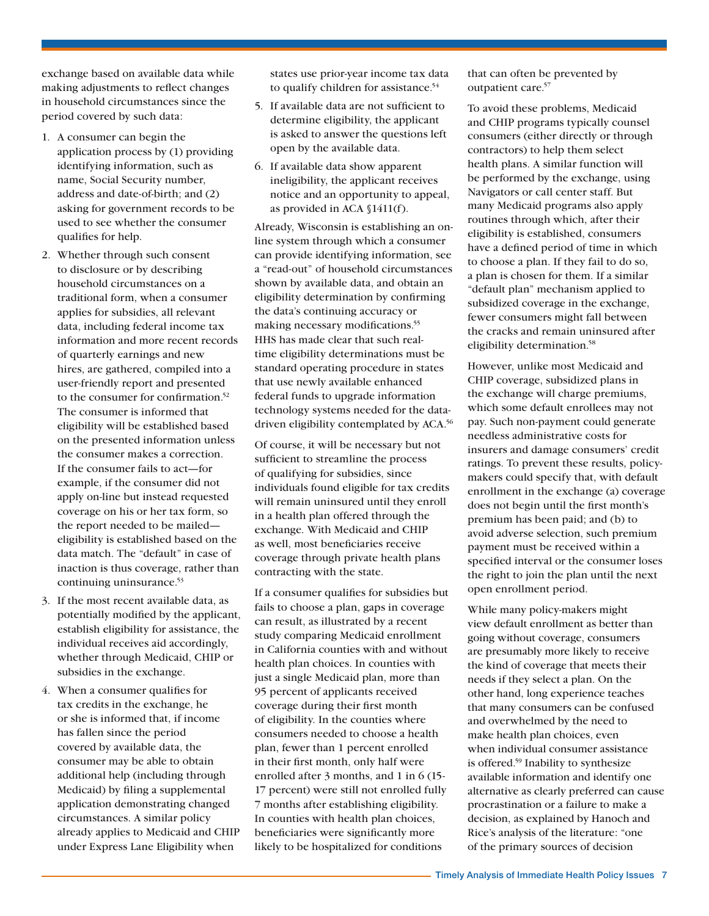exchange based on available data while making adjustments to reflect changes in household circumstances since the period covered by such data:

1. A consumer can begin the application process by (1) providing identifying information, such as name, Social Security number, address and date-of-birth; and (2) asking for government records to be used to see whether the consumer qualifies for help.
2. Whether through such consent to disclosure or by describing household circumstances on a traditional form, when a consumer applies for subsidies, all relevant data, including federal income tax information and more recent records of quarterly earnings and new hires, are gathered, compiled into a user-friendly report and presented to the consumer for confirmation.[52] The consumer is informed that eligibility will be established based on the presented information unless the consumer makes a correction. If the consumer fails to act—for example, if the consumer did not apply on-line but instead requested coverage on his or her tax form, so the report needed to be mailed—eligibility is established based on the data match. The "default" in case of inaction is thus coverage, rather than continuing uninsurance.[53]
3. If the most recent available data, as potentially modified by the applicant, establish eligibility for assistance, the individual receives aid accordingly, whether through Medicaid, CHIP or subsidies in the exchange.
4. When a consumer qualifies for tax credits in the exchange, he or she is informed that, if income has fallen since the period covered by available data, the consumer may be able to obtain additional help (including through Medicaid) by filing a supplemental application demonstrating changed circumstances. A similar policy already applies to Medicaid and CHIP under Express Lane Eligibility when states use prior-year income tax data to qualify children for assistance.[54]
5. If available data are not sufficient to determine eligibility, the applicant is asked to answer the questions left open by the available data.
6. If available data show apparent ineligibility, the applicant receives notice and an opportunity to appeal, as provided in ACA §1411(f).

Already, Wisconsin is establishing an on-line system through which a consumer can provide identifying information, see a "read-out" of household circumstances shown by available data, and obtain an eligibility determination by confirming the data's continuing accuracy or making necessary modifications.[55] HHS has made clear that such real-time eligibility determinations must be standard operating procedure in states that use newly available enhanced federal funds to upgrade information technology systems needed for the data-driven eligibility contemplated by ACA.[56]

Of course, it will be necessary but not sufficient to streamline the process of qualifying for subsidies, since individuals found eligible for tax credits will remain uninsured until they enroll in a health plan offered through the exchange. With Medicaid and CHIP as well, most beneficiaries receive coverage through private health plans contracting with the state.

If a consumer qualifies for subsidies but fails to choose a plan, gaps in coverage can result, as illustrated by a recent study comparing Medicaid enrollment in California counties with and without health plan choices. In counties with just a single Medicaid plan, more than 95 percent of applicants received coverage during their first month of eligibility. In the counties where consumers needed to choose a health plan, fewer than 1 percent enrolled in their first month, only half were enrolled after 3 months, and 1 in 6 (15-17 percent) were still not enrolled fully 7 months after establishing eligibility. In counties with health plan choices, beneficiaries were significantly more likely to be hospitalized for conditions that can often be prevented by outpatient care.[57]

To avoid these problems, Medicaid and CHIP programs typically counsel consumers (either directly or through contractors) to help them select health plans. A similar function will be performed by the exchange, using Navigators or call center staff. But many Medicaid programs also apply routines through which, after their eligibility is established, consumers have a defined period of time in which to choose a plan. If they fail to do so, a plan is chosen for them. If a similar "default plan" mechanism applied to subsidized coverage in the exchange, fewer consumers might fall between the cracks and remain uninsured after eligibility determination.[58]

However, unlike most Medicaid and CHIP coverage, subsidized plans in the exchange will charge premiums, which some default enrollees may not pay. Such non-payment could generate needless administrative costs for insurers and damage consumers' credit ratings. To prevent these results, policy-makers could specify that, with default enrollment in the exchange (a) coverage does not begin until the first month's premium has been paid; and (b) to avoid adverse selection, such premium payment must be received within a specified interval or the consumer loses the right to join the plan until the next open enrollment period.

While many policy-makers might view default enrollment as better than going without coverage, consumers are presumably more likely to receive the kind of coverage that meets their needs if they select a plan. On the other hand, long experience teaches that many consumers can be confused and overwhelmed by the need to make health plan choices, even when individual consumer assistance is offered.[59] Inability to synthesize available information and identify one alternative as clearly preferred can cause procrastination or a failure to make a decision, as explained by Hanoch and Rice's analysis of the literature: "one of the primary sources of decision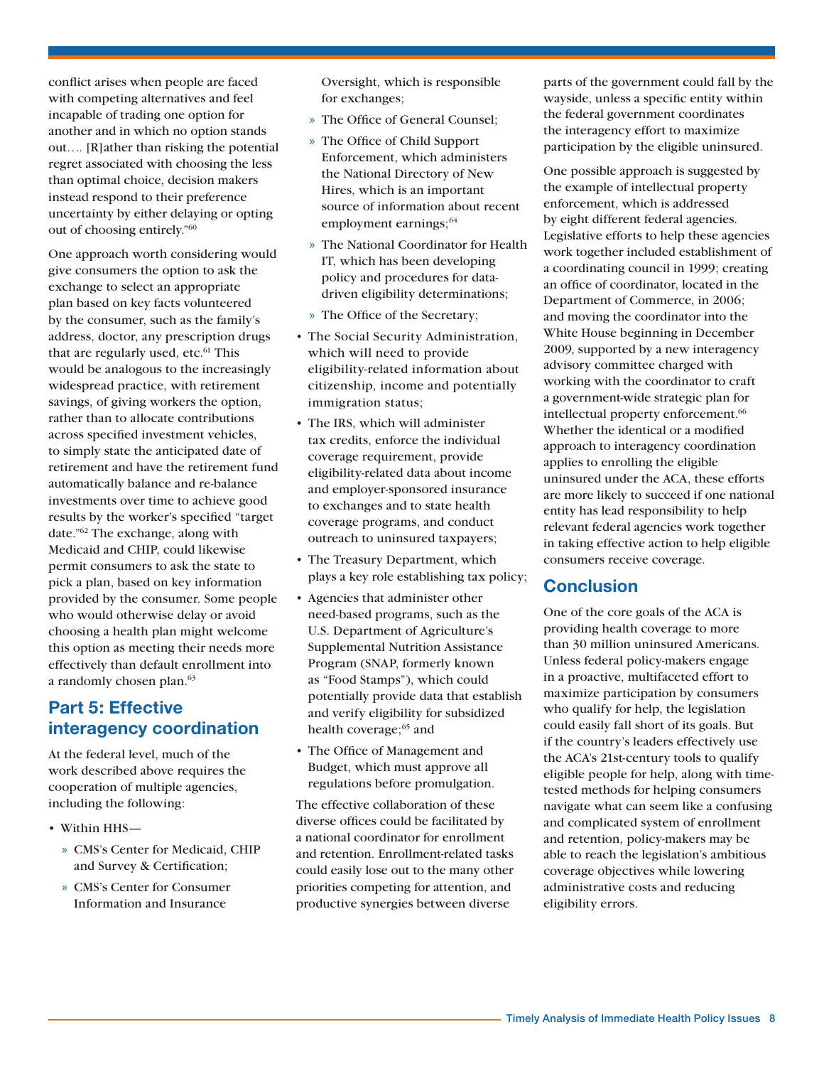conflict arises when people are faced with competing alternatives and feel incapable of trading one option for another and in which no option stands out…. [R]ather than risking the potential regret associated with choosing the less than optimal choice, decision makers instead respond to their preference uncertainty by either delaying or opting out of choosing entirely."[60]

One approach worth considering would give consumers the option to ask the exchange to select an appropriate plan based on key facts volunteered by the consumer, such as the family's address, doctor, any prescription drugs that are regularly used, etc.[61] This would be analogous to the increasingly widespread practice, with retirement savings, of giving workers the option, rather than to allocate contributions across specified investment vehicles, to simply state the anticipated date of retirement and have the retirement fund automatically balance and re-balance investments over time to achieve good results by the worker's specified "target date."[62] The exchange, along with Medicaid and CHIP, could likewise permit consumers to ask the state to pick a plan, based on key information provided by the consumer. Some people who would otherwise delay or avoid choosing a health plan might welcome this option as meeting their needs more effectively than default enrollment into a randomly chosen plan.[63]

## Part 5: Effective interagency coordination

At the federal level, much of the work described above requires the cooperation of multiple agencies, including the following:

- Within HHS—
  - CMS's Center for Medicaid, CHIP and Survey & Certification;
  - CMS's Center for Consumer Information and Insurance Oversight, which is responsible for exchanges;
  - The Office of General Counsel;
  - The Office of Child Support Enforcement, which administers the National Directory of New Hires, which is an important source of information about recent employment earnings;[64]
  - The National Coordinator for Health IT, which has been developing policy and procedures for data-driven eligibility determinations;
  - The Office of the Secretary;
- The Social Security Administration, which will need to provide eligibility-related information about citizenship, income and potentially immigration status;
- The IRS, which will administer tax credits, enforce the individual coverage requirement, provide eligibility-related data about income and employer-sponsored insurance to exchanges and to state health coverage programs, and conduct outreach to uninsured taxpayers;
- The Treasury Department, which plays a key role establishing tax policy;
- Agencies that administer other need-based programs, such as the U.S. Department of Agriculture's Supplemental Nutrition Assistance Program (SNAP, formerly known as "Food Stamps"), which could potentially provide data that establish and verify eligibility for subsidized health coverage;[65] and
- The Office of Management and Budget, which must approve all regulations before promulgation.

The effective collaboration of these diverse offices could be facilitated by a national coordinator for enrollment and retention. Enrollment-related tasks could easily lose out to the many other priorities competing for attention, and productive synergies between diverse parts of the government could fall by the wayside, unless a specific entity within the federal government coordinates the interagency effort to maximize participation by the eligible uninsured.

One possible approach is suggested by the example of intellectual property enforcement, which is addressed by eight different federal agencies. Legislative efforts to help these agencies work together included establishment of a coordinating council in 1999; creating an office of coordinator, located in the Department of Commerce, in 2006; and moving the coordinator into the White House beginning in December 2009, supported by a new interagency advisory committee charged with working with the coordinator to craft a government-wide strategic plan for intellectual property enforcement.[66] Whether the identical or a modified approach to interagency coordination applies to enrolling the eligible uninsured under the ACA, these efforts are more likely to succeed if one national entity has lead responsibility to help relevant federal agencies work together in taking effective action to help eligible consumers receive coverage.

## Conclusion

One of the core goals of the ACA is providing health coverage to more than 30 million uninsured Americans. Unless federal policy-makers engage in a proactive, multifaceted effort to maximize participation by consumers who qualify for help, the legislation could easily fall short of its goals. But if the country's leaders effectively use the ACA's 21st-century tools to qualify eligible people for help, along with time-tested methods for helping consumers navigate what can seem like a confusing and complicated system of enrollment and retention, policy-makers may be able to reach the legislation's ambitious coverage objectives while lowering administrative costs and reducing eligibility errors.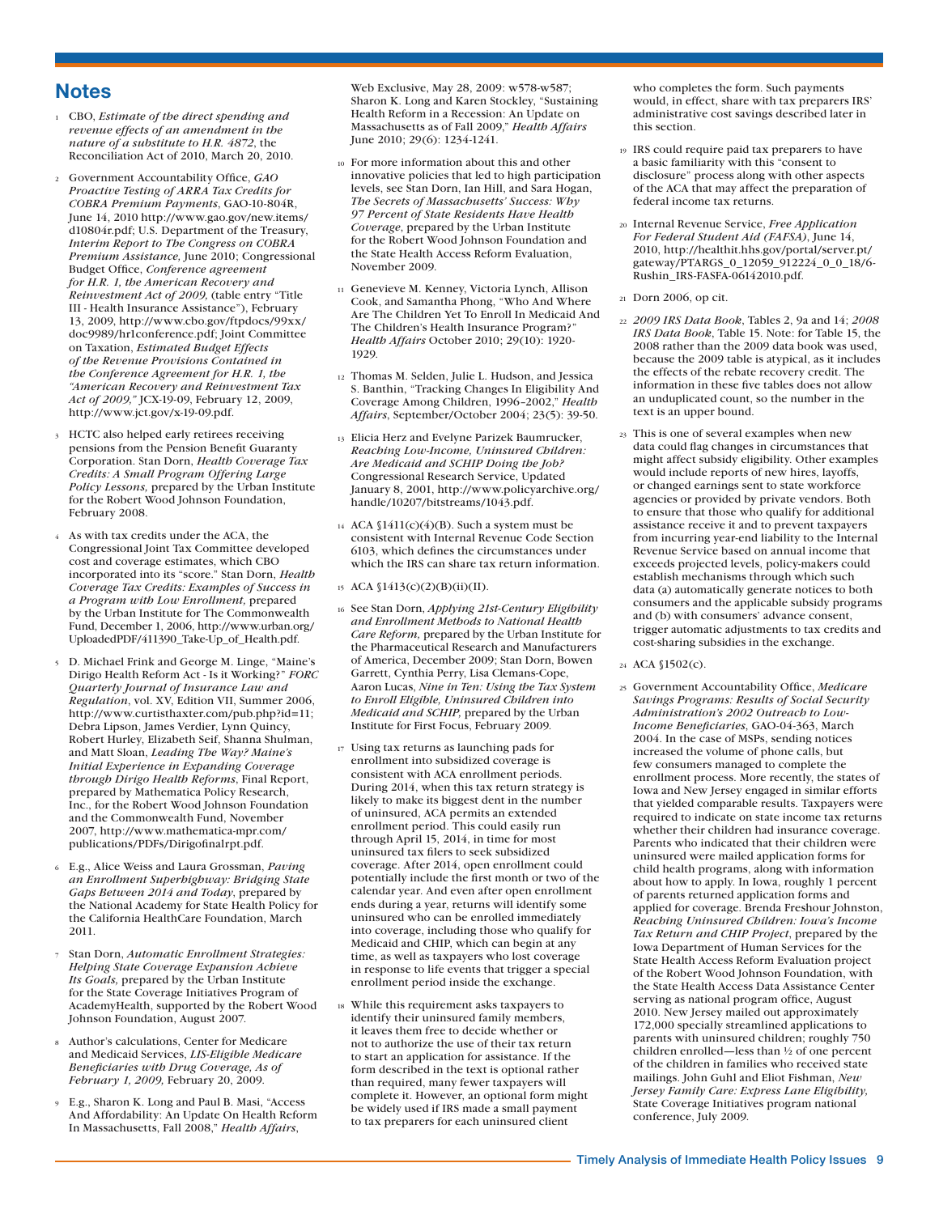## Notes

1. CBO, *Estimate of the direct spending and revenue effects of an amendment in the nature of a substitute to H.R. 4872*, the Reconciliation Act of 2010, March 20, 2010.

2. Government Accountability Office, *GAO Proactive Testing of ARRA Tax Credits for COBRA Premium Payments*, GAO-10-804R, June 14, 2010 http://www.gao.gov/new.items/d10804r.pdf; U.S. Department of the Treasury, *Interim Report to The Congress on COBRA Premium Assistance,* June 2010; Congressional Budget Office, *Conference agreement for H.R. 1, the American Recovery and Reinvestment Act of 2009,* (table entry "Title III - Health Insurance Assistance"), February 13, 2009, http://www.cbo.gov/ftpdocs/99xx/doc9989/hr1conference.pdf; Joint Committee on Taxation, *Estimated Budget Effects of the Revenue Provisions Contained in the Conference Agreement for H.R. 1, the "American Recovery and Reinvestment Tax Act of 2009,"* JCX-19-09, February 12, 2009, http://www.jct.gov/x-19-09.pdf.

3. HCTC also helped early retirees receiving pensions from the Pension Benefit Guaranty Corporation. Stan Dorn, *Health Coverage Tax Credits: A Small Program Offering Large Policy Lessons,* prepared by the Urban Institute for the Robert Wood Johnson Foundation, February 2008.

4. As with tax credits under the ACA, the Congressional Joint Tax Committee developed cost and coverage estimates, which CBO incorporated into its "score." Stan Dorn, *Health Coverage Tax Credits: Examples of Success in a Program with Low Enrollment,* prepared by the Urban Institute for The Commonwealth Fund, December 1, 2006, http://www.urban.org/UploadedPDF/411390_Take-Up_of_Health.pdf.

5. D. Michael Frink and George M. Linge, "Maine's Dirigo Health Reform Act - Is it Working?" *FORC Quarterly Journal of Insurance Law and Regulation*, vol. XV, Edition VII, Summer 2006, http://www.curtisthaxter.com/pub.php?id=11; Debra Lipson, James Verdier, Lynn Quincy, Robert Hurley, Elizabeth Seif, Shanna Shulman, and Matt Sloan, *Leading The Way? Maine's Initial Experience in Expanding Coverage through Dirigo Health Reforms*, Final Report, prepared by Mathematica Policy Research, Inc., for the Robert Wood Johnson Foundation and the Commonwealth Fund, November 2007, http://www.mathematica-mpr.com/publications/PDFs/Dirigofinalrpt.pdf.

6. E.g., Alice Weiss and Laura Grossman, *Paving an Enrollment Superhighway: Bridging State Gaps Between 2014 and Today*, prepared by the National Academy for State Health Policy for the California HealthCare Foundation, March 2011.

7. Stan Dorn, *Automatic Enrollment Strategies: Helping State Coverage Expansion Achieve Its Goals,* prepared by the Urban Institute for the State Coverage Initiatives Program of AcademyHealth, supported by the Robert Wood Johnson Foundation, August 2007.

8. Author's calculations, Center for Medicare and Medicaid Services, *LIS-Eligible Medicare Beneficiaries with Drug Coverage, As of February 1, 2009,* February 20, 2009.

9. E.g., Sharon K. Long and Paul B. Masi, "Access And Affordability: An Update On Health Reform In Massachusetts, Fall 2008," *Health Affairs*, Web Exclusive, May 28, 2009: w578-w587; Sharon K. Long and Karen Stockley, "Sustaining Health Reform in a Recession: An Update on Massachusetts as of Fall 2009," *Health Affairs* June 2010; 29(6): 1234-1241.

10. For more information about this and other innovative policies that led to high participation levels, see Stan Dorn, Ian Hill, and Sara Hogan, *The Secrets of Massachusetts' Success: Why 97 Percent of State Residents Have Health Coverage*, prepared by the Urban Institute for the Robert Wood Johnson Foundation and the State Health Access Reform Evaluation, November 2009.

11. Genevieve M. Kenney, Victoria Lynch, Allison Cook, and Samantha Phong, "Who And Where Are The Children Yet To Enroll In Medicaid And The Children's Health Insurance Program?" *Health Affairs* October 2010; 29(10): 1920-1929.

12. Thomas M. Selden, Julie L. Hudson, and Jessica S. Banthin, "Tracking Changes In Eligibility And Coverage Among Children, 1996–2002," *Health Affairs*, September/October 2004; 23(5): 39-50.

13. Elicia Herz and Evelyne Parizek Baumrucker, *Reaching Low-Income, Uninsured Children: Are Medicaid and SCHIP Doing the Job?* Congressional Research Service, Updated January 8, 2001, http://www.policyarchive.org/handle/10207/bitstreams/1043.pdf.

14. ACA §1411(c)(4)(B). Such a system must be consistent with Internal Revenue Code Section 6103, which defines the circumstances under which the IRS can share tax return information.

15. ACA §1413(c)(2)(B)(ii)(II).

16. See Stan Dorn, *Applying 21st-Century Eligibility and Enrollment Methods to National Health Care Reform,* prepared by the Urban Institute for the Pharmaceutical Research and Manufacturers of America, December 2009; Stan Dorn, Bowen Garrett, Cynthia Perry, Lisa Clemans-Cope, Aaron Lucas, *Nine in Ten: Using the Tax System to Enroll Eligible, Uninsured Children into Medicaid and SCHIP,* prepared by the Urban Institute for First Focus, February 2009.

17. Using tax returns as launching pads for enrollment into subsidized coverage is consistent with ACA enrollment periods. During 2014, when this tax return strategy is likely to make its biggest dent in the number of uninsured, ACA permits an extended enrollment period. This could easily run through April 15, 2014, in time for most uninsured tax filers to seek subsidized coverage. After 2014, open enrollment could potentially include the first month or two of the calendar year. And even after open enrollment ends during a year, returns will identify some uninsured who can be enrolled immediately into coverage, including those who qualify for Medicaid and CHIP, which can begin at any time, as well as taxpayers who lost coverage in response to life events that trigger a special enrollment period inside the exchange.

18. While this requirement asks taxpayers to identify their uninsured family members, it leaves them free to decide whether or not to authorize the use of their tax return to start an application for assistance. If the form described in the text is optional rather than required, many fewer taxpayers will complete it. However, an optional form might be widely used if IRS made a small payment to tax preparers for each uninsured client who completes the form. Such payments would, in effect, share with tax preparers IRS' administrative cost savings described later in this section.

19. IRS could require paid tax preparers to have a basic familiarity with this "consent to disclosure" process along with other aspects of the ACA that may affect the preparation of federal income tax returns.

20. Internal Revenue Service, *Free Application For Federal Student Aid (FAFSA)*, June 14, 2010, http://healthit.hhs.gov/portal/server.pt/gateway/PTARGS_0_12059_912224_0_0_18/6-Rushin_IRS-FASFA-06142010.pdf.

21. Dorn 2006, op cit.

22. *2009 IRS Data Book*, Tables 2, 9a and 14; *2008 IRS Data Book*, Table 15. Note: for Table 15, the 2008 rather than the 2009 data book was used, because the 2009 table is atypical, as it includes the effects of the rebate recovery credit. The information in these five tables does not allow an unduplicated count, so the number in the text is an upper bound.

23. This is one of several examples when new data could flag changes in circumstances that might affect subsidy eligibility. Other examples would include reports of new hires, layoffs, or changed earnings sent to state workforce agencies or provided by private vendors. Both to ensure that those who qualify for additional assistance receive it and to prevent taxpayers from incurring year-end liability to the Internal Revenue Service based on annual income that exceeds projected levels, policy-makers could establish mechanisms through which such data (a) automatically generate notices to both consumers and the applicable subsidy programs and (b) with consumers' advance consent, trigger automatic adjustments to tax credits and cost-sharing subsidies in the exchange.

24. ACA §1502(c).

25. Government Accountability Office, *Medicare Savings Programs: Results of Social Security Administration's 2002 Outreach to Low-Income Beneficiaries*, GAO-04-363, March 2004. In the case of MSPs, sending notices increased the volume of phone calls, but few consumers managed to complete the enrollment process. More recently, the states of Iowa and New Jersey engaged in similar efforts that yielded comparable results. Taxpayers were required to indicate on state income tax returns whether their children had insurance coverage. Parents who indicated that their children were uninsured were mailed application forms for child health programs, along with information about how to apply. In Iowa, roughly 1 percent of parents returned application forms and applied for coverage. Brenda Freshour Johnston, *Reaching Uninsured Children: Iowa's Income Tax Return and CHIP Project*, prepared by the Iowa Department of Human Services for the State Health Access Reform Evaluation project of the Robert Wood Johnson Foundation, with the State Health Access Data Assistance Center serving as national program office, August 2010. New Jersey mailed out approximately 172,000 specially streamlined applications to parents with uninsured children; roughly 750 children enrolled—less than ½ of one percent of the children in families who received state mailings. John Guhl and Eliot Fishman, *New Jersey Family Care: Express Lane Eligibility,* State Coverage Initiatives program national conference, July 2009.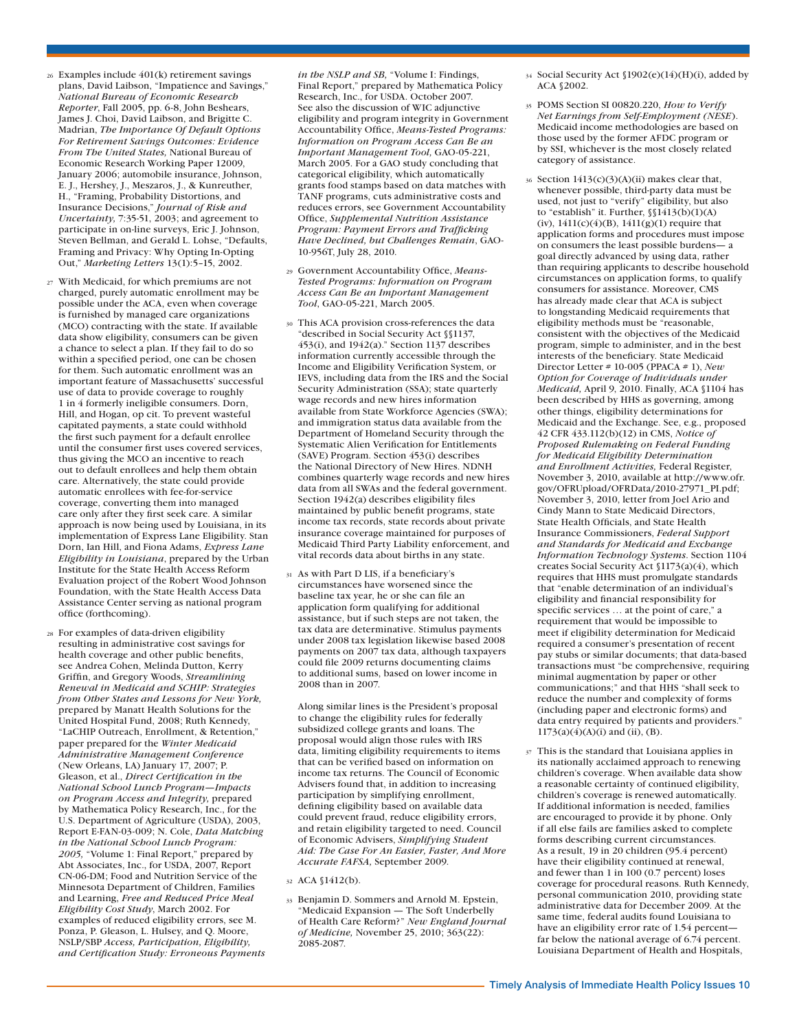26 Examples include 401(k) retirement savings plans, David Laibson, "Impatience and Savings," *National Bureau of Economic Research Reporter*, Fall 2005, pp. 6-8, John Beshears, James J. Choi, David Laibson, and Brigitte C. Madrian, *The Importance Of Default Options For Retirement Savings Outcomes: Evidence From The United States,* National Bureau of Economic Research Working Paper 12009, January 2006; automobile insurance, Johnson, E. J., Hershey, J., Meszaros, J., & Kunreuther, H., "Framing, Probability Distortions, and Insurance Decisions," *Journal of Risk and Uncertainty,* 7:35-51, 2003; and agreement to participate in on-line surveys, Eric J. Johnson, Steven Bellman, and Gerald L. Lohse, "Defaults, Framing and Privacy: Why Opting In-Opting Out," *Marketing Letters* 13(1):5–15, 2002.

27 With Medicaid, for which premiums are not charged, purely automatic enrollment may be possible under the ACA, even when coverage is furnished by managed care organizations (MCO) contracting with the state. If available data show eligibility, consumers can be given a chance to select a plan. If they fail to do so within a specified period, one can be chosen for them. Such automatic enrollment was an important feature of Massachusetts' successful use of data to provide coverage to roughly 1 in 4 formerly ineligible consumers. Dorn, Hill, and Hogan, op cit. To prevent wasteful capitated payments, a state could withhold the first such payment for a default enrollee until the consumer first uses covered services, thus giving the MCO an incentive to reach out to default enrollees and help them obtain care. Alternatively, the state could provide automatic enrollees with fee-for-service coverage, converting them into managed care only after they first seek care. A similar approach is now being used by Louisiana, in its implementation of Express Lane Eligibility. Stan Dorn, Ian Hill, and Fiona Adams, *Express Lane Eligibility in Louisiana*, prepared by the Urban Institute for the State Health Access Reform Evaluation project of the Robert Wood Johnson Foundation, with the State Health Access Data Assistance Center serving as national program office (forthcoming).

28 For examples of data-driven eligibility resulting in administrative cost savings for health coverage and other public benefits, see Andrea Cohen, Melinda Dutton, Kerry Griffin, and Gregory Woods, *Streamlining Renewal in Medicaid and SCHIP: Strategies from Other States and Lessons for New York,* prepared by Manatt Health Solutions for the United Hospital Fund, 2008; Ruth Kennedy, "LaCHIP Outreach, Enrollment, & Retention," paper prepared for the *Winter Medicaid Administrative Management Conference* (New Orleans, LA) January 17, 2007; P. Gleason, et al., *Direct Certification in the National School Lunch Program—Impacts on Program Access and Integrity,* prepared by Mathematica Policy Research, Inc., for the U.S. Department of Agriculture (USDA), 2003, Report E-FAN-03-009; N. Cole, *Data Matching in the National School Lunch Program: 2005,* "Volume 1: Final Report," prepared by Abt Associates, Inc., for USDA, 2007, Report CN-06-DM; Food and Nutrition Service of the Minnesota Department of Children, Families and Learning, *Free and Reduced Price Meal Eligibility Cost Study*, March 2002. For examples of reduced eligibility errors, see M. Ponza, P. Gleason, L. Hulsey, and Q. Moore, NSLP/SBP *Access, Participation, Eligibility, and Certification Study: Erroneous Payments in the NSLP and SB,* "Volume I: Findings, Final Report," prepared by Mathematica Policy Research, Inc., for USDA. October 2007. See also the discussion of WIC adjunctive eligibility and program integrity in Government Accountability Office, *Means-Tested Programs: Information on Program Access Can Be an Important Management Tool,* GAO-05-221, March 2005. For a GAO study concluding that categorical eligibility, which automatically grants food stamps based on data matches with TANF programs, cuts administrative costs and reduces errors, see Government Accountability Office, *Supplemental Nutrition Assistance Program: Payment Errors and Trafficking Have Declined, but Challenges Remain*, GAO-10-956T, July 28, 2010.

29 Government Accountability Office, *Means-Tested Programs: Information on Program Access Can Be an Important Management Tool*, GAO-05-221, March 2005.

30 This ACA provision cross-references the data "described in Social Security Act §§1137, 453(i), and 1942(a)." Section 1137 describes information currently accessible through the Income and Eligibility Verification System, or IEVS, including data from the IRS and the Social Security Administration (SSA); state quarterly wage records and new hires information available from State Workforce Agencies (SWA); and immigration status data available from the Department of Homeland Security through the Systematic Alien Verification for Entitlements (SAVE) Program. Section 453(i) describes the National Directory of New Hires. NDNH combines quarterly wage records and new hires data from all SWAs and the federal government. Section 1942(a) describes eligibility files maintained by public benefit programs, state income tax records, state records about private insurance coverage maintained for purposes of Medicaid Third Party Liability enforcement, and vital records data about births in any state.

31 As with Part D LIS, if a beneficiary's circumstances have worsened since the baseline tax year, he or she can file an application form qualifying for additional assistance, but if such steps are not taken, the tax data are determinative. Stimulus payments under 2008 tax legislation likewise based 2008 payments on 2007 tax data, although taxpayers could file 2009 returns documenting claims to additional sums, based on lower income in 2008 than in 2007.

Along similar lines is the President's proposal to change the eligibility rules for federally subsidized college grants and loans. The proposal would align those rules with IRS data, limiting eligibility requirements to items that can be verified based on information on income tax returns. The Council of Economic Advisers found that, in addition to increasing participation by simplifying enrollment, defining eligibility based on available data could prevent fraud, reduce eligibility errors, and retain eligibility targeted to need. Council of Economic Advisers, *Simplifying Student Aid: The Case For An Easier, Faster, And More Accurate FAFSA,* September 2009.

32 ACA §1412(b).

33 Benjamin D. Sommers and Arnold M. Epstein, "Medicaid Expansion — The Soft Underbelly of Health Care Reform?" *New England Journal of Medicine,* November 25, 2010; 363(22): 2085-2087.

34 Social Security Act §1902(e)(14)(H)(i), added by ACA §2002.

35 POMS Section SI 00820.220, *How to Verify Net Earnings from Self-Employment (NESE*). Medicaid income methodologies are based on those used by the former AFDC program or by SSI, whichever is the most closely related category of assistance.

36 Section 1413(c)(3)(A)(ii) makes clear that, whenever possible, third-party data must be used, not just to "verify" eligibility, but also to "establish" it. Further, §§1413(b)(1)(A)(iv), 1411(c)(4)(B), 1411(g)(1) require that application forms and procedures must impose on consumers the least possible burdens— a goal directly advanced by using data, rather than requiring applicants to describe household circumstances on application forms, to qualify consumers for assistance. Moreover, CMS has already made clear that ACA is subject to longstanding Medicaid requirements that eligibility methods must be "reasonable, consistent with the objectives of the Medicaid program, simple to administer, and in the best interests of the beneficiary. State Medicaid Director Letter # 10-005 (PPACA # 1), *New Option for Coverage of Individuals under Medicaid,* April 9, 2010. Finally, ACA §1104 has been described by HHS as governing, among other things, eligibility determinations for Medicaid and the Exchange. See, e.g., proposed 42 CFR 433.112(b)(12) in CMS, *Notice of Proposed Rulemaking on Federal Funding for Medicaid Eligibility Determination and Enrollment Activities,* Federal Register, November 3, 2010, available at http://www.ofr.gov/OFRUpload/OFRData/2010-27971_PI.pdf; November 3, 2010, letter from Joel Ario and Cindy Mann to State Medicaid Directors, State Health Officials, and State Health Insurance Commissioners, *Federal Support and Standards for Medicaid and Exchange Information Technology Systems*. Section 1104 creates Social Security Act §1173(a)(4), which requires that HHS must promulgate standards that "enable determination of an individual's eligibility and financial responsibility for specific services … at the point of care," a requirement that would be impossible to meet if eligibility determination for Medicaid required a consumer's presentation of recent pay stubs or similar documents; that data-based transactions must "be comprehensive, requiring minimal augmentation by paper or other communications;" and that HHS "shall seek to reduce the number and complexity of forms (including paper and electronic forms) and data entry required by patients and providers." 1173(a)(4)(A)(i) and (ii), (B).

37 This is the standard that Louisiana applies in its nationally acclaimed approach to renewing children's coverage. When available data show a reasonable certainty of continued eligibility, children's coverage is renewed automatically. If additional information is needed, families are encouraged to provide it by phone. Only if all else fails are families asked to complete forms describing current circumstances. As a result, 19 in 20 children (95.4 percent) have their eligibility continued at renewal, and fewer than 1 in 100 (0.7 percent) loses coverage for procedural reasons. Ruth Kennedy, personal communication 2010, providing state administrative data for December 2009. At the same time, federal audits found Louisiana to have an eligibility error rate of 1.54 percent—far below the national average of 6.74 percent. Louisiana Department of Health and Hospitals,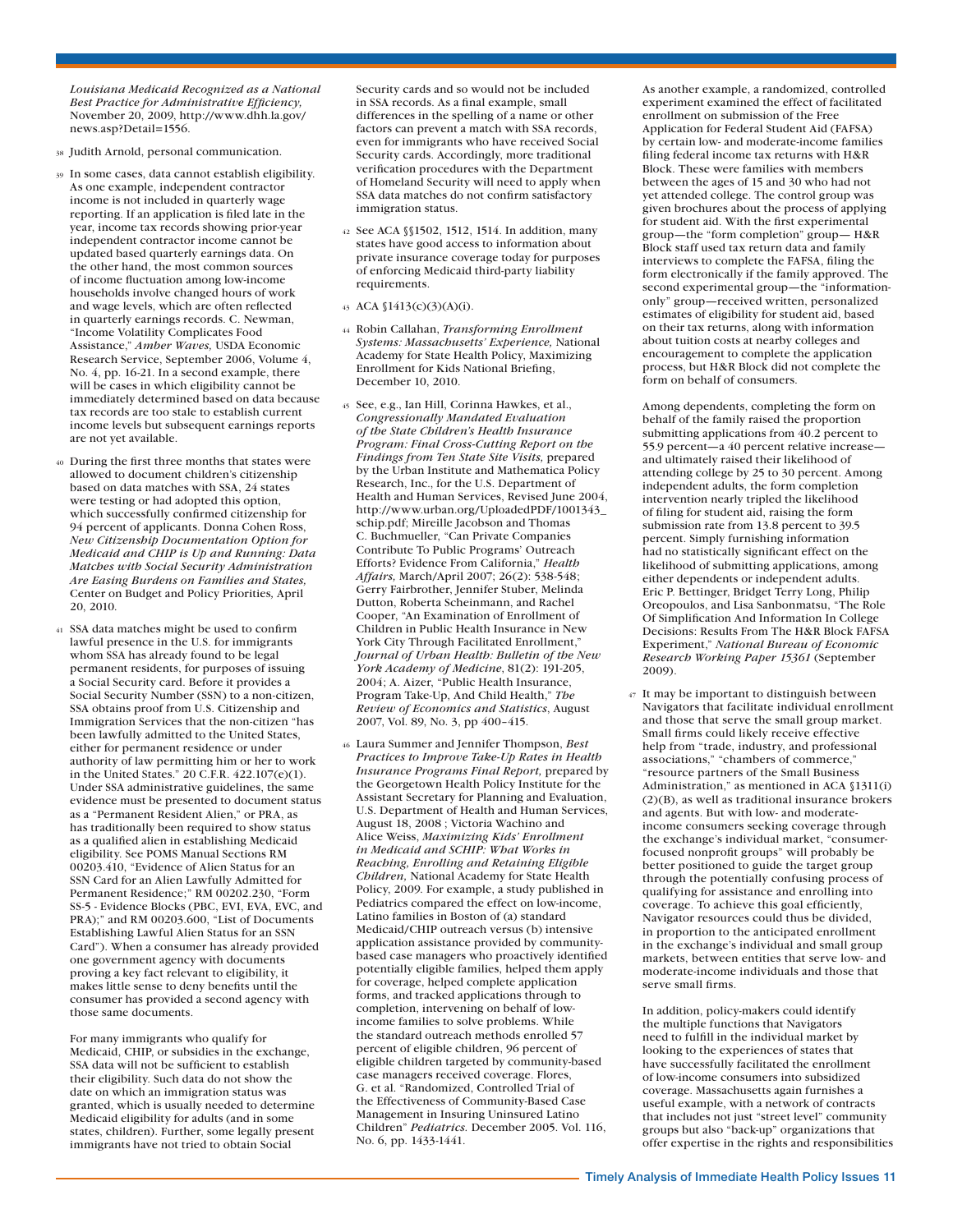*Louisiana Medicaid Recognized as a National Best Practice for Administrative Efficiency,* November 20, 2009, http://www.dhh.la.gov/news.asp?Detail=1556.

38 Judith Arnold, personal communication.

39 In some cases, data cannot establish eligibility. As one example, independent contractor income is not included in quarterly wage reporting. If an application is filed late in the year, income tax records showing prior-year independent contractor income cannot be updated based quarterly earnings data. On the other hand, the most common sources of income fluctuation among low-income households involve changed hours of work and wage levels, which are often reflected in quarterly earnings records. C. Newman, "Income Volatility Complicates Food Assistance," *Amber Waves,* USDA Economic Research Service, September 2006, Volume 4, No. 4, pp. 16-21. In a second example, there will be cases in which eligibility cannot be immediately determined based on data because tax records are too stale to establish current income levels but subsequent earnings reports are not yet available.

40 During the first three months that states were allowed to document children's citizenship based on data matches with SSA, 24 states were testing or had adopted this option, which successfully confirmed citizenship for 94 percent of applicants. Donna Cohen Ross, *New Citizenship Documentation Option for Medicaid and CHIP is Up and Running: Data Matches with Social Security Administration Are Easing Burdens on Families and States,* Center on Budget and Policy Priorities*,* April 20, 2010.

41 SSA data matches might be used to confirm lawful presence in the U.S. for immigrants whom SSA has already found to be legal permanent residents, for purposes of issuing a Social Security card. Before it provides a Social Security Number (SSN) to a non-citizen, SSA obtains proof from U.S. Citizenship and Immigration Services that the non-citizen "has been lawfully admitted to the United States, either for permanent residence or under authority of law permitting him or her to work in the United States." 20 C.F.R. 422.107(e)(1). Under SSA administrative guidelines, the same evidence must be presented to document status as a "Permanent Resident Alien," or PRA, as has traditionally been required to show status as a qualified alien in establishing Medicaid eligibility. See POMS Manual Sections RM 00203.410, "Evidence of Alien Status for an SSN Card for an Alien Lawfully Admitted for Permanent Residence;" RM 00202.230, "Form SS-5 - Evidence Blocks (PBC, EVI, EVA, EVC, and PRA);" and RM 00203.600, "List of Documents Establishing Lawful Alien Status for an SSN Card"). When a consumer has already provided one government agency with documents proving a key fact relevant to eligibility, it makes little sense to deny benefits until the consumer has provided a second agency with those same documents.

For many immigrants who qualify for Medicaid, CHIP, or subsidies in the exchange, SSA data will not be sufficient to establish their eligibility. Such data do not show the date on which an immigration status was granted, which is usually needed to determine Medicaid eligibility for adults (and in some states, children). Further, some legally present immigrants have not tried to obtain Social Security cards and so would not be included in SSA records. As a final example, small differences in the spelling of a name or other factors can prevent a match with SSA records, even for immigrants who have received Social Security cards. Accordingly, more traditional verification procedures with the Department of Homeland Security will need to apply when SSA data matches do not confirm satisfactory immigration status.

42 See ACA §§1502, 1512, 1514. In addition, many states have good access to information about private insurance coverage today for purposes of enforcing Medicaid third-party liability requirements.

43 ACA §1413(c)(3)(A)(i).

44 Robin Callahan, *Transforming Enrollment Systems: Massachusetts' Experience,* National Academy for State Health Policy, Maximizing Enrollment for Kids National Briefing, December 10, 2010.

45 See, e.g., Ian Hill, Corinna Hawkes, et al., *Congressionally Mandated Evaluation of the State Children's Health Insurance Program: Final Cross-Cutting Report on the Findings from Ten State Site Visits,* prepared by the Urban Institute and Mathematica Policy Research, Inc., for the U.S. Department of Health and Human Services, Revised June 2004, http://www.urban.org/UploadedPDF/1001343_schip.pdf; Mireille Jacobson and Thomas C. Buchmueller, "Can Private Companies Contribute To Public Programs' Outreach Efforts? Evidence From California," *Health Affairs,* March/April 2007; 26(2): 538-548; Gerry Fairbrother, Jennifer Stuber, Melinda Dutton, Roberta Scheinmann, and Rachel Cooper, "An Examination of Enrollment of Children in Public Health Insurance in New York City Through Facilitated Enrollment," *Journal of Urban Health: Bulletin of the New York Academy of Medicine,* 81(2): 191-205, 2004; A. Aizer, "Public Health Insurance, Program Take-Up, And Child Health," *The Review of Economics and Statistics*, August 2007, Vol. 89, No. 3, pp 400–415.

46 Laura Summer and Jennifer Thompson, *Best Practices to Improve Take-Up Rates in Health Insurance Programs Final Report,* prepared by the Georgetown Health Policy Institute for the Assistant Secretary for Planning and Evaluation, U.S. Department of Health and Human Services, August 18, 2008 ; Victoria Wachino and Alice Weiss, *Maximizing Kids' Enrollment in Medicaid and SCHIP: What Works in Reaching, Enrolling and Retaining Eligible Children,* National Academy for State Health Policy, 2009. For example, a study published in Pediatrics compared the effect on low-income, Latino families in Boston of (a) standard Medicaid/CHIP outreach versus (b) intensive application assistance provided by community-based case managers who proactively identified potentially eligible families, helped them apply for coverage, helped complete application forms, and tracked applications through to completion, intervening on behalf of low-income families to solve problems. While the standard outreach methods enrolled 57 percent of eligible children, 96 percent of eligible children targeted by community-based case managers received coverage. Flores, G. et al. "Randomized, Controlled Trial of the Effectiveness of Community-Based Case Management in Insuring Uninsured Latino Children" *Pediatrics.* December 2005. Vol. 116, No. 6, pp. 1433-1441.

As another example, a randomized, controlled experiment examined the effect of facilitated enrollment on submission of the Free Application for Federal Student Aid (FAFSA) by certain low- and moderate-income families filing federal income tax returns with H&R Block. These were families with members between the ages of 15 and 30 who had not yet attended college. The control group was given brochures about the process of applying for student aid. With the first experimental group—the "form completion" group— H&R Block staff used tax return data and family interviews to complete the FAFSA, filing the form electronically if the family approved. The second experimental group—the "information-only" group—received written, personalized estimates of eligibility for student aid, based on their tax returns, along with information about tuition costs at nearby colleges and encouragement to complete the application process, but H&R Block did not complete the form on behalf of consumers.

Among dependents, completing the form on behalf of the family raised the proportion submitting applications from 40.2 percent to 55.9 percent—a 40 percent relative increase—and ultimately raised their likelihood of attending college by 25 to 30 percent. Among independent adults, the form completion intervention nearly tripled the likelihood of filing for student aid, raising the form submission rate from 13.8 percent to 39.5 percent. Simply furnishing information had no statistically significant effect on the likelihood of submitting applications, among either dependents or independent adults. Eric P. Bettinger, Bridget Terry Long, Philip Oreopoulos, and Lisa Sanbonmatsu, "The Role Of Simplification And Information In College Decisions: Results From The H&R Block FAFSA Experiment," *National Bureau of Economic Research Working Paper 15361* (September 2009).

47 It may be important to distinguish between Navigators that facilitate individual enrollment and those that serve the small group market. Small firms could likely receive effective help from "trade, industry, and professional associations," "chambers of commerce," "resource partners of the Small Business Administration," as mentioned in ACA §1311(i)(2)(B), as well as traditional insurance brokers and agents. But with low- and moderate-income consumers seeking coverage through the exchange's individual market, "consumer-focused nonprofit groups" will probably be better positioned to guide the target group through the potentially confusing process of qualifying for assistance and enrolling into coverage. To achieve this goal efficiently, Navigator resources could thus be divided, in proportion to the anticipated enrollment in the exchange's individual and small group markets, between entities that serve low- and moderate-income individuals and those that serve small firms.

In addition, policy-makers could identify the multiple functions that Navigators need to fulfill in the individual market by looking to the experiences of states that have successfully facilitated the enrollment of low-income consumers into subsidized coverage. Massachusetts again furnishes a useful example, with a network of contracts that includes not just "street level" community groups but also "back-up" organizations that offer expertise in the rights and responsibilities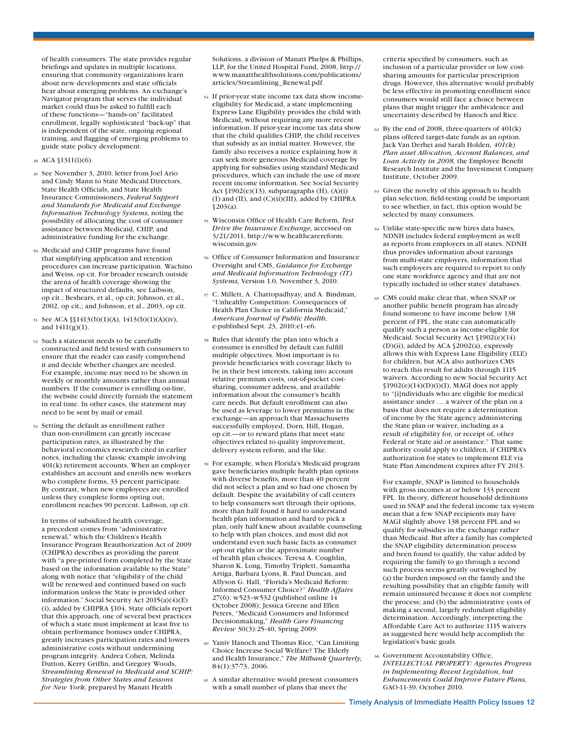of health consumers. The state provides regular briefings and updates in multiple locations, ensuring that community organizations learn about new developments and state officials hear about emerging problems. An exchange's Navigator program that serves the individual market could thus be asked to fulfill each of these functions—"hands-on" facilitated enrollment, legally sophisticated "back-up" that is independent of the state, ongoing regional training, and flagging of emerging problems to guide state policy development.

48 ACA §1311(i)(6).

49 See November 3, 2010, letter from Joel Ario and Cindy Mann to State Medicaid Directors, State Health Officials, and State Health Insurance Commissioners, *Federal Support and Standards for Medicaid and Exchange Information Technology Systems,* noting the possibility of allocating the cost of consumer assistance between Medicaid, CHIP, and administrative funding for the exchange.

50 Medicaid and CHIP programs have found that simplifying application and retention procedures can increase participation. Wachino and Weiss, op cit. For broader research outside the arena of health coverage showing the impact of structured defaults, see Laibson, op cit.; Beshears, et al., op cit; Johnson, et al., 2002, op cit,; and Johnson, et al., 2003, op cit.

51 See ACA §§1413(b)(1)(A), 1413(b)(1)(A)(iv), and 1411(g)(1).

52 Such a statement needs to be carefully constructed and field tested with consumers to ensure that the reader can easily comprehend it and decide whether changes are needed. For example, income may need to be shown in weekly or monthly amounts rather than annual numbers. If the consumer is enrolling on-line, the website could directly furnish the statement in real time. In other cases, the statement may need to be sent by mail or email.

53 Setting the default as enrollment rather than non-enrollment can greatly increase participation rates, as illustrated by the behavioral economics research cited in earlier notes, including the classic example involving 401(k) retirement accounts. When an employer establishes an account and enrolls new workers who complete forms, 33 percent participate. By contrast, when new employees are enrolled unless they complete forms opting out, enrollment reaches 90 percent. Laibson, op cit.

In terms of subsidized health coverage, a precedent comes from "administrative renewal," which the Children's Health Insurance Program Reauthorization Act of 2009 (CHIPRA) describes as providing the parent with "a pre-printed form completed by the State based on the information available to the State" along with notice that "eligibility of the child will be renewed and continued based on such information unless the State is provided other information." Social Security Act 2015(a)(4)(E)(i), added by CHIPRA §104. State officials report that this approach, one of several best practices of which a state must implement at least five to obtain performance bonuses under CHIPRA, greatly increases participation rates and lowers administrative costs without undermining program integrity. Andrea Cohen, Melinda Dutton, Kerry Griffin, and Gregory Woods, *Streamlining Renewal in Medicaid and SCHIP: Strategies from Other States and Lessons for New York,* prepared by Manatt Health Solutions, a division of Manatt Phelps & Phillips, LLP, for the United Hospital Fund, 2008, http://www.manatthealthsolutions.com/publications/articles/Streamlining_Renewal.pdf.

54 If prior-year state income tax data show income-eligibility for Medicaid, a state implementing Express Lane Eligibility provides the child with Medicaid, without requiring any more recent information. If prior-year income tax data show that the child qualifies CHIP, the child receives that subsidy as an initial matter. However, the family also receives a notice explaining how it can seek more generous Medicaid coverage by applying for subsidies using standard Medicaid procedures, which can include the use of more recent income information. See Social Security Act §1902(e)(13), subparagraphs (H), (A)(i)(I) and (II), and (C)(ii)(III), added by CHIPRA §203(a).

55 Wisconsin Office of Health Care Reform, *Test Drive the Insurance Exchange,* accessed on 3/21/2011, http://www.healthcarereform.wisconsin.gov.

56 Office of Consumer Information and Insurance Oversight and CMS, *Guidance for Exchange and Medicaid Information Technology (IT) Systems,* Version 1.0, November 3, 2010.

57 C. Millett, A. Chattopadhyay, and A. Bindman, "Unhealthy Competition: Consequences of Health Plan Choice in California Medicaid," *American Journal of Public Health,* e-published Sept. 23, 2010:e1–e6.

58 Rules that identify the plan into which a consumer is enrolled by default can fulfill multiple objectives. Most important is to provide beneficiaries with coverage likely to be in their best interests, taking into account relative premium costs, out-of-pocket cost-sharing, consumer address, and available information about the consumer's health care needs. But default enrollment can also be used as leverage to lower premiums in the exchange—an approach that Massachusetts successfully employed, Dorn, Hill, Hogan, op cit.—or to reward plans that meet state objectives related to quality improvement, delivery system reform, and the like.

59 For example, when Florida's Medicaid program gave beneficiaries multiple health plan options with diverse benefits, more than 40 percent did not select a plan and so had one chosen by default. Despite the availability of call centers to help consumers sort through their options, more than half found it hard to understand health plan information and hard to pick a plan, only half knew about available counseling to help with plan choices, and most did not understand even such basic facts as consumer opt-out rights or the approximate number of health plan choices. Teresa A. Coughlin, Sharon K. Long, Timothy Triplett, Samantha Artiga, Barbara Lyons, R. Paul Duncan, and Allyson G. Hall, "Florida's Medicaid Reform: Informed Consumer Choice?" *Health Affairs* 27(6): w523–w532 (published online 14 October 2008); Jessica Greene and Ellen Peters, "Medicaid Consumers and Informed Decisionmaking," *Health Care Financing Review* 30(3):25-40, Spring 2009.

60 Yaniv Hanoch and Thomas Rice, "Can Limiting Choice Increase Social Welfare? The Elderly and Health Insurance," *The Milbank Quarterly,* 84(1):37-73, 2006.

61 A similar alternative would present consumers with a small number of plans that meet the criteria specified by consumers, such as inclusion of a particular provider or low cost-sharing amounts for particular prescription drugs. However, this alternative would probably be less effective in promoting enrollment since consumers would still face a choice between plans that might trigger the ambivalence and uncertainty described by Hanoch and Rice.

62 By the end of 2008, three-quarters of 401(k) plans offered target-date funds as an option. Jack Van Derhei and Sarah Holden, *401(k) Plan asset Allocation, Account Balances, and Loan Activity in 2008,* the Employee Benefit Research Institute and the Investment Company Institute, October 2009.

63 Given the novelty of this approach to health plan selection, field-testing could be important to see whether, in fact, this option would be selected by many consumers.

64 Unlike state-specific new hires data bases, NDNH includes federal employment as well as reports from employers in all states. NDNH thus provides information about earnings from multi-state employers, information that such employers are required to report to only one state workforce agency and that are not typically included in other states' databases.

65 CMS could make clear that, when SNAP or another public benefit program has already found someone to have income below 138 percent of FPL, the state can automatically qualify such a person as income-eligible for Medicaid. Social Security Act §1902(e)(14)(D)(ii), added by ACA §2002(a), expressly allows this with Express Lane Eligibility (ELE) for children, but ACA also authorizes CMS to reach this result for adults through 1115 waivers. According to new Social Security Act §1902(e)(14)(D)(i)(I), MAGI does not apply to "[i]ndividuals who are eligible for medical assistance under … a waiver of the plan on a basis that does not require a determination of income by the State agency administering the State plan or waiver, including as a result of eligibility for, or receipt of, other Federal or State aid or assistance." That same authority could apply to children, if CHIPRA's authorization for states to implement ELE via State Plan Amendment expires after FY 2013.

For example, SNAP is limited to households with gross incomes at or below 133 percent FPL. In theory, different household definitions used in SNAP and the federal income tax system mean that a few SNAP recipients may have MAGI slightly above 138 percent FPL and so qualify for subsidies in the exchange rather than Medicaid. But after a family has completed the SNAP eligibility determination process and been found to qualify, the value added by requiring the family to go through a second such process seems greatly outweighed by (a) the burden imposed on the family and the resulting possibility that an eligible family will remain uninsured because it does not complete the process; and (b) the administrative costs of making a second, largely redundant eligibility determination. Accordingly, interpreting the Affordable Care Act to authorize 1115 waivers as suggested here would help accomplish the legislation's basic goals.

66 Government Accountability Office, *INTELLECTUAL PROPERTY: Agencies Progress in Implementing Recent Legislation, but Enhancements Could Improve Future Plans,* GAO-11-39, October 2010.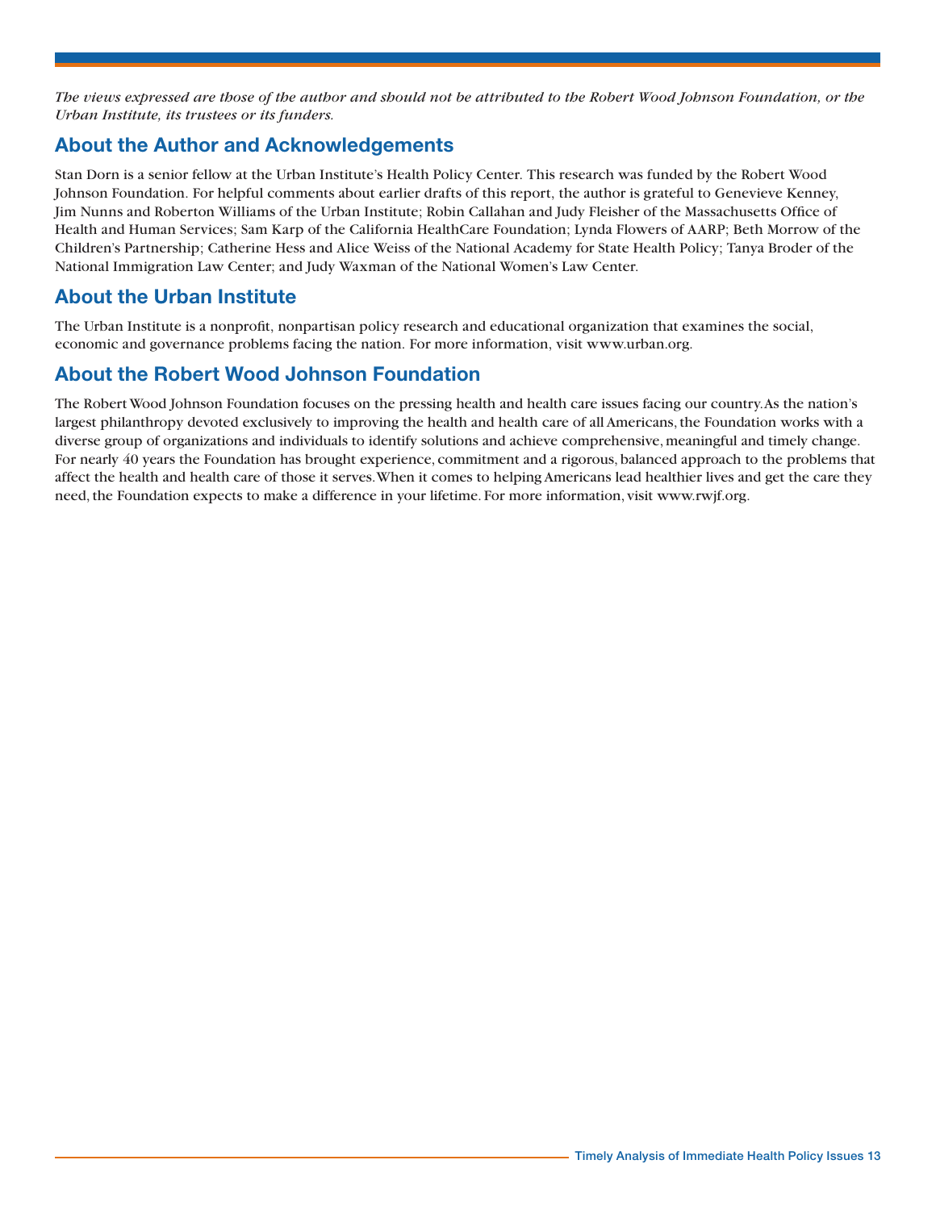*The views expressed are those of the author and should not be attributed to the Robert Wood Johnson Foundation, or the Urban Institute, its trustees or its funders.*

## About the Author and Acknowledgements

Stan Dorn is a senior fellow at the Urban Institute's Health Policy Center. This research was funded by the Robert Wood Johnson Foundation. For helpful comments about earlier drafts of this report, the author is grateful to Genevieve Kenney, Jim Nunns and Roberton Williams of the Urban Institute; Robin Callahan and Judy Fleisher of the Massachusetts Office of Health and Human Services; Sam Karp of the California HealthCare Foundation; Lynda Flowers of AARP; Beth Morrow of the Children's Partnership; Catherine Hess and Alice Weiss of the National Academy for State Health Policy; Tanya Broder of the National Immigration Law Center; and Judy Waxman of the National Women's Law Center.

## About the Urban Institute

The Urban Institute is a nonprofit, nonpartisan policy research and educational organization that examines the social, economic and governance problems facing the nation. For more information, visit www.urban.org.

## About the Robert Wood Johnson Foundation

The Robert Wood Johnson Foundation focuses on the pressing health and health care issues facing our country. As the nation's largest philanthropy devoted exclusively to improving the health and health care of all Americans, the Foundation works with a diverse group of organizations and individuals to identify solutions and achieve comprehensive, meaningful and timely change. For nearly 40 years the Foundation has brought experience, commitment and a rigorous, balanced approach to the problems that affect the health and health care of those it serves. When it comes to helping Americans lead healthier lives and get the care they need, the Foundation expects to make a difference in your lifetime. For more information, visit www.rwjf.org.